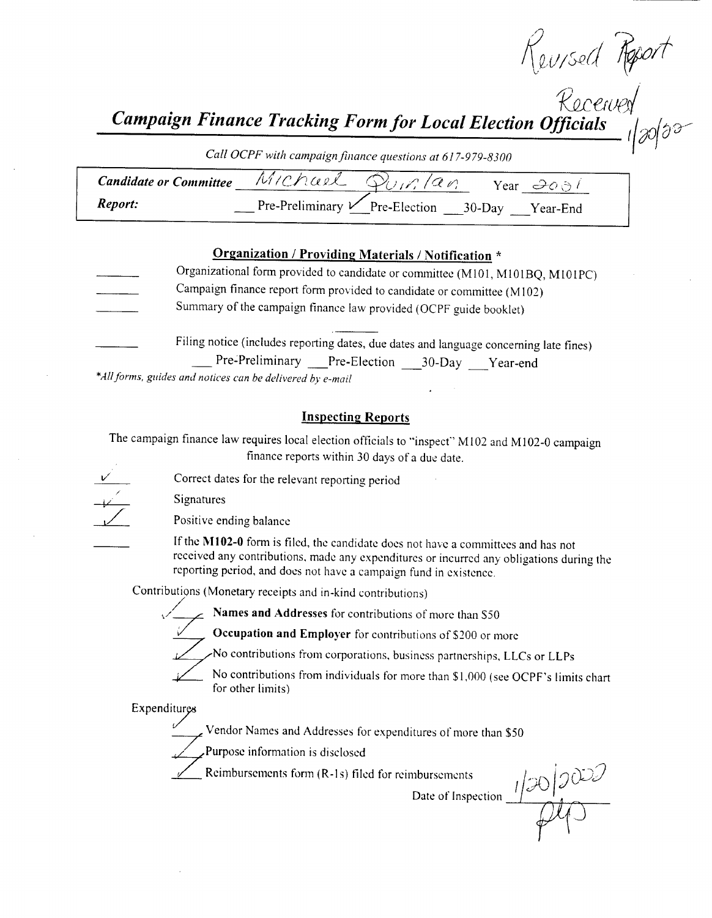Revised Report Received 1/20/22

## Campaign Finance Tracking Form for Local Election Officials

*Call OCPF with campaign finance questions at 617-979-8300*

**Candidate or Committee** Michael Quinlan Year 2021

**Report:** ___ Pre-Preliminary ✓ Pre-Election ___ 30-Day ___ Year-End

### Organization / Providing Materials / Notification *

- ______ Organizational form provided to candidate or committee (M101, M101BQ, M101PC)
- ______ Campaign finance report form provided to candidate or committee (M102)
- ______ Summary of the campaign finance law provided (OCPF guide booklet)
- ______ Filing notice (includes reporting dates, due dates and language concerning late fines)
  ___ Pre-Preliminary ___ Pre-Election ___ 30-Day ___ Year-end

*All forms, guides and notices can be delivered by e-mail*

### Inspecting Reports

The campaign finance law requires local election officials to "inspect" M102 and M102-0 campaign finance reports within 30 days of a due date.

- ✓ Correct dates for the relevant reporting period
- ✓ Signatures
- ✓ Positive ending balance
- ______ If the **M102-0** form is filed, the candidate does not have a committees and has not received any contributions, made any expenditures or incurred any obligations during the reporting period, and does not have a campaign fund in existence.

Contributions (Monetary receipts and in-kind contributions)

- ✓ **Names and Addresses** for contributions of more than $50
- ✓ **Occupation and Employer** for contributions of $200 or more
- ✓ No contributions from corporations, business partnerships, LLCs or LLPs
- ✓ No contributions from individuals for more than $1,000 (see OCPF's limits chart for other limits)

Expenditures

- ✓ Vendor Names and Addresses for expenditures of more than $50
- ✓ Purpose information is disclosed
- ✓ Reimbursements form (R-1s) filed for reimbursements

Date of Inspection 1/20/2022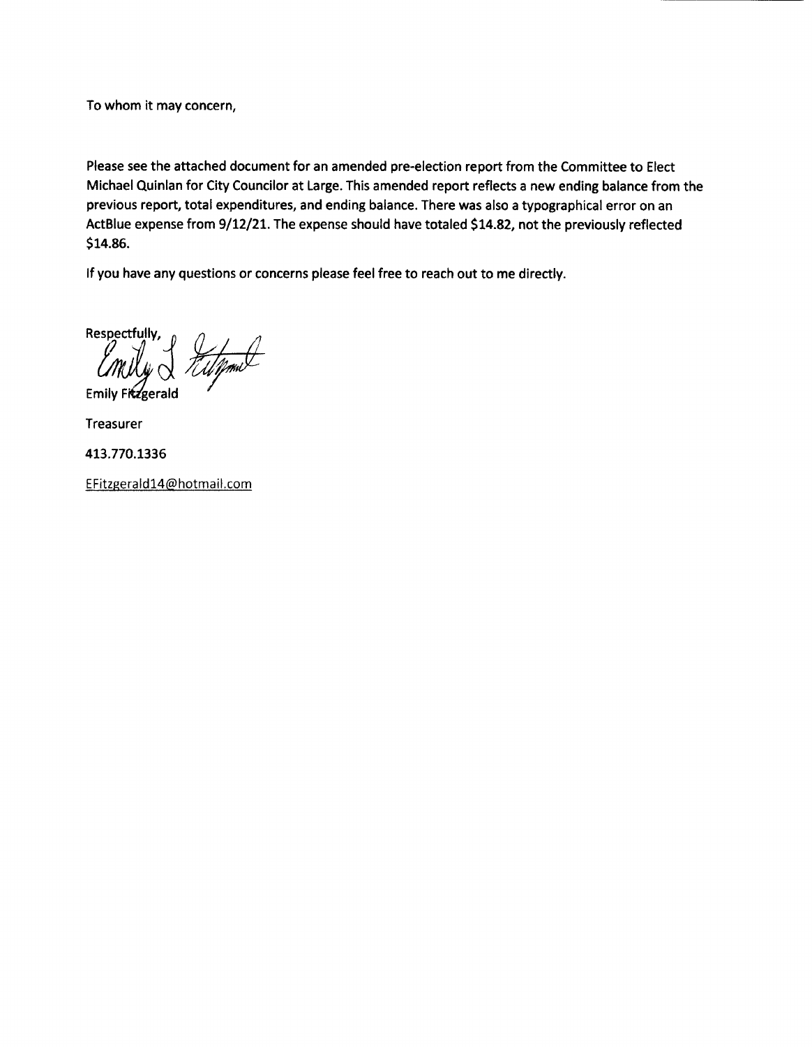To whom it may concern,

Please see the attached document for an amended pre-election report from the Committee to Elect Michael Quinlan for City Councilor at Large. This amended report reflects a new ending balance from the previous report, total expenditures, and ending balance. There was also a typographical error on an ActBlue expense from 9/12/21. The expense should have totaled $14.82, not the previously reflected $14.86.

If you have any questions or concerns please feel free to reach out to me directly.

Respectfully,

Emily Fitzgerald

Treasurer

413.770.1336

EFitzgerald14@hotmail.com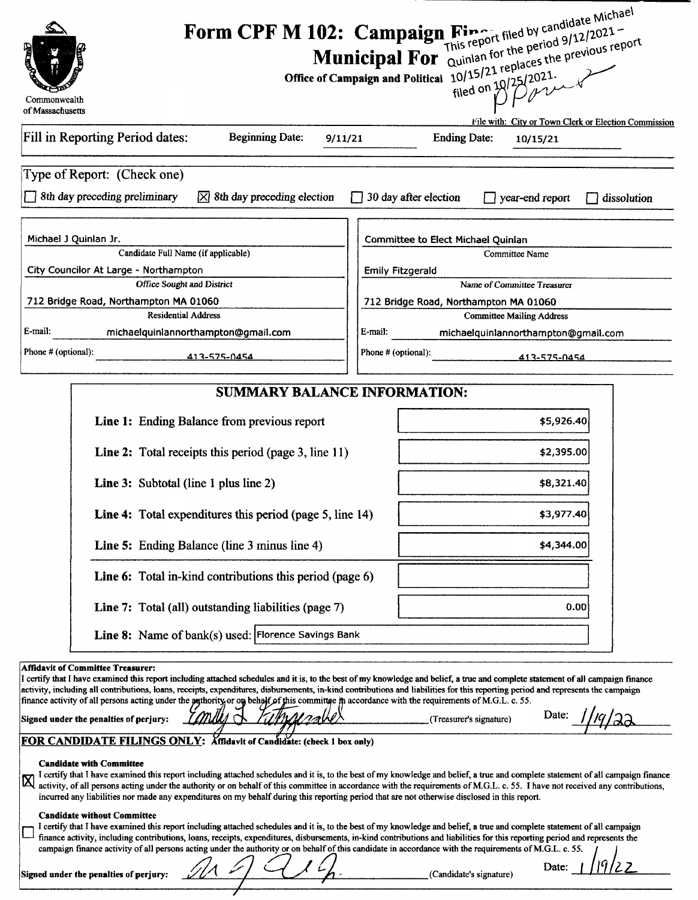Commonwealth of Massachusetts

# Form CPF M 102: Campaign Fin... Municipal For...

**Office of Campaign and Political ...**

This report filed by candidate Michael Quinlan for the period 9/12/2021 – 10/15/21 replaces the previous report filed on 10/25/2021.

File with: City or Town Clerk or Election Commission

Fill in Reporting Period dates: Beginning Date: 9/11/21 Ending Date: 10/15/21

Type of Report: (Check one)

- ☐ 8th day preceding preliminary
- ☒ 8th day preceding election
- ☐ 30 day after election
- ☐ year-end report
- ☐ dissolution

| | |
|---|---|
| Michael J Quinlan Jr. | Committee to Elect Michael Quinlan |
| Candidate Full Name (if applicable) | Committee Name |
| City Councilor At Large - Northampton | Emily Fitzgerald |
| Office Sought and District | Name of Committee Treasurer |
| 712 Bridge Road, Northampton MA 01060 | 712 Bridge Road, Northampton MA 01060 |
| Residential Address | Committee Mailing Address |
| E-mail: michaelquinlannorthampton@gmail.com | E-mail: michaelquinlannorthampton@gmail.com |
| Phone # (optional): 413-575-0454 | Phone # (optional): 413-575-0454 |

## SUMMARY BALANCE INFORMATION:

| | |
|---|---|
| **Line 1:** Ending Balance from previous report | $5,926.40 |
| **Line 2:** Total receipts this period (page 3, line 11) | $2,395.00 |
| **Line 3:** Subtotal (line 1 plus line 2) | $8,321.40 |
| **Line 4:** Total expenditures this period (page 5, line 14) | $3,977.40 |
| **Line 5:** Ending Balance (line 3 minus line 4) | $4,344.00 |
| **Line 6:** Total in-kind contributions this period (page 6) | |
| **Line 7:** Total (all) outstanding liabilities (page 7) | 0.00 |
| **Line 8:** Name of bank(s) used: | Florence Savings Bank |

**Affidavit of Committee Treasurer:**
I certify that I have examined this report including attached schedules and it is, to the best of my knowledge and belief, a true and complete statement of all campaign finance activity, including all contributions, loans, receipts, expenditures, disbursements, in-kind contributions and liabilities for this reporting period and represents the campaign finance activity of all persons acting under the authority or on behalf of this committee in accordance with the requirements of M.G.L. c. 55.

Signed under the penalties of perjury: *Emily L Fitzgerald* (Treasurer's signature) Date: 1/19/22

**FOR CANDIDATE FILINGS ONLY:** Affidavit of Candidate: (check 1 box only)

☒ **Candidate with Committee**
I certify that I have examined this report including attached schedules and it is, to the best of my knowledge and belief, a true and complete statement of all campaign finance activity, of all persons acting under the authority or on behalf of this committee in accordance with the requirements of M.G.L. c. 55. I have not received any contributions, incurred any liabilities nor made any expenditures on my behalf during this reporting period that are not otherwise disclosed in this report.

☐ **Candidate without Committee**
I certify that I have examined this report including attached schedules and it is, to the best of my knowledge and belief, a true and complete statement of all campaign finance activity, including contributions, loans, receipts, expenditures, disbursements, in-kind contributions and liabilities for this reporting period and represents the campaign finance activity of all persons acting under the authority or on behalf of this candidate in accordance with the requirements of M.G.L. c. 55.

Signed under the penalties of perjury: *(signature)* (Candidate's signature) Date: 1/19/22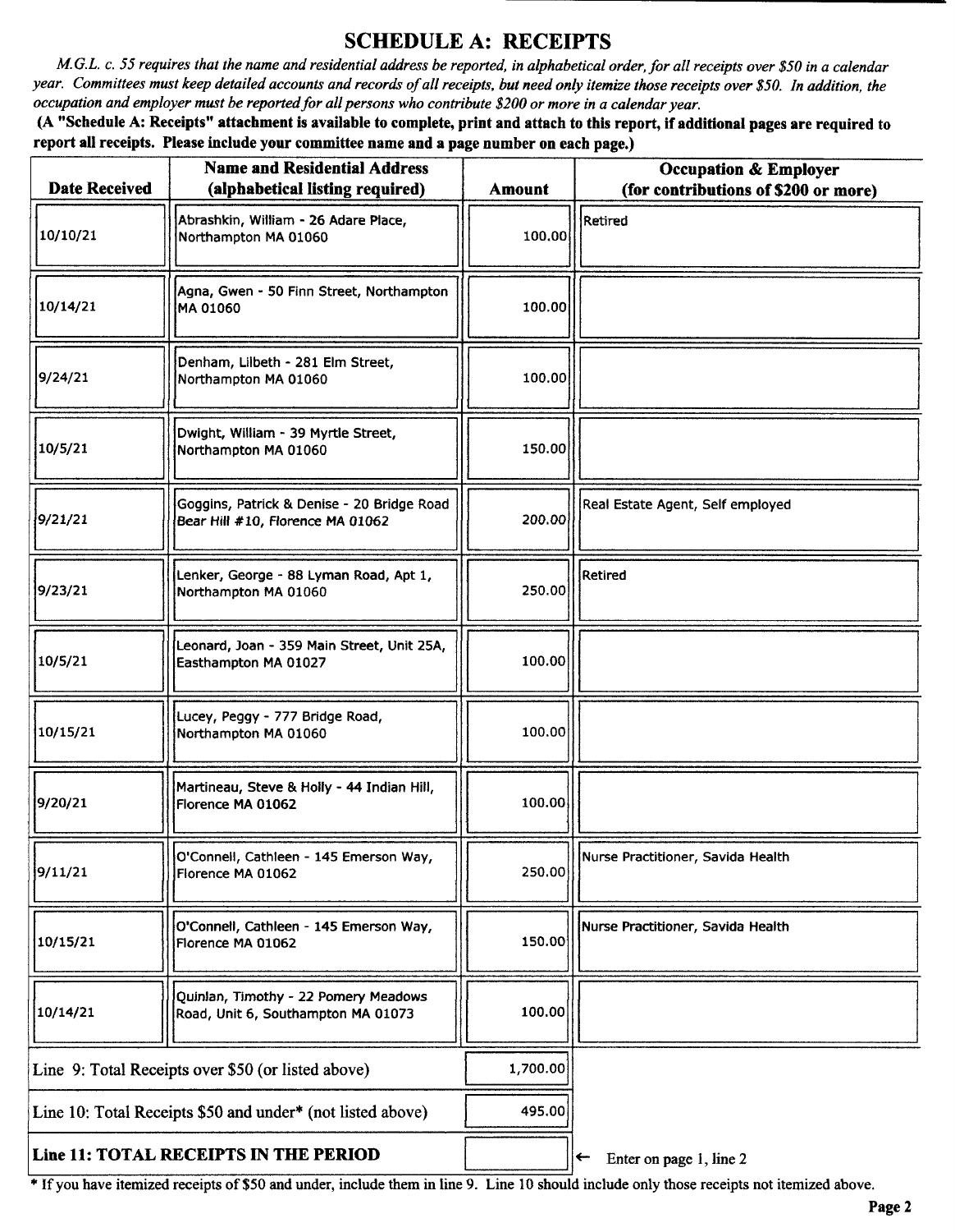## SCHEDULE A: RECEIPTS

*M.G.L. c. 55 requires that the name and residential address be reported, in alphabetical order, for all receipts over $50 in a calendar year. Committees must keep detailed accounts and records of all receipts, but need only itemize those receipts over $50. In addition, the occupation and employer must be reported for all persons who contribute $200 or more in a calendar year.*

**(A "Schedule A: Receipts" attachment is available to complete, print and attach to this report, if additional pages are required to report all receipts. Please include your committee name and a page number on each page.)**

| Date Received | Name and Residential Address (alphabetical listing required) | Amount | Occupation & Employer (for contributions of $200 or more) |
|---|---|---|---|
| 10/10/21 | Abrashkin, William - 26 Adare Place, Northampton MA 01060 | 100.00 | Retired |
| 10/14/21 | Agna, Gwen - 50 Finn Street, Northampton MA 01060 | 100.00 | |
| 9/24/21 | Denham, Lilbeth - 281 Elm Street, Northampton MA 01060 | 100.00 | |
| 10/5/21 | Dwight, William - 39 Myrtle Street, Northampton MA 01060 | 150.00 | |
| 9/21/21 | Goggins, Patrick & Denise - 20 Bridge Road Bear Hill #10, Florence MA 01062 | 200.00 | Real Estate Agent, Self employed |
| 9/23/21 | Lenker, George - 88 Lyman Road, Apt 1, Northampton MA 01060 | 250.00 | Retired |
| 10/5/21 | Leonard, Joan - 359 Main Street, Unit 25A, Easthampton MA 01027 | 100.00 | |
| 10/15/21 | Lucey, Peggy - 777 Bridge Road, Northampton MA 01060 | 100.00 | |
| 9/20/21 | Martineau, Steve & Holly - 44 Indian Hill, Florence MA 01062 | 100.00 | |
| 9/11/21 | O'Connell, Cathleen - 145 Emerson Way, Florence MA 01062 | 250.00 | Nurse Practitioner, Savida Health |
| 10/15/21 | O'Connell, Cathleen - 145 Emerson Way, Florence MA 01062 | 150.00 | Nurse Practitioner, Savida Health |
| 10/14/21 | Quinlan, Timothy - 22 Pomery Meadows Road, Unit 6, Southampton MA 01073 | 100.00 | |
| Line 9: Total Receipts over $50 (or listed above) | | 1,700.00 | |
| Line 10: Total Receipts $50 and under* (not listed above) | | 495.00 | |
| **Line 11: TOTAL RECEIPTS IN THE PERIOD** | | | ← Enter on page 1, line 2 |

* If you have itemized receipts of $50 and under, include them in line 9. Line 10 should include only those receipts not itemized above.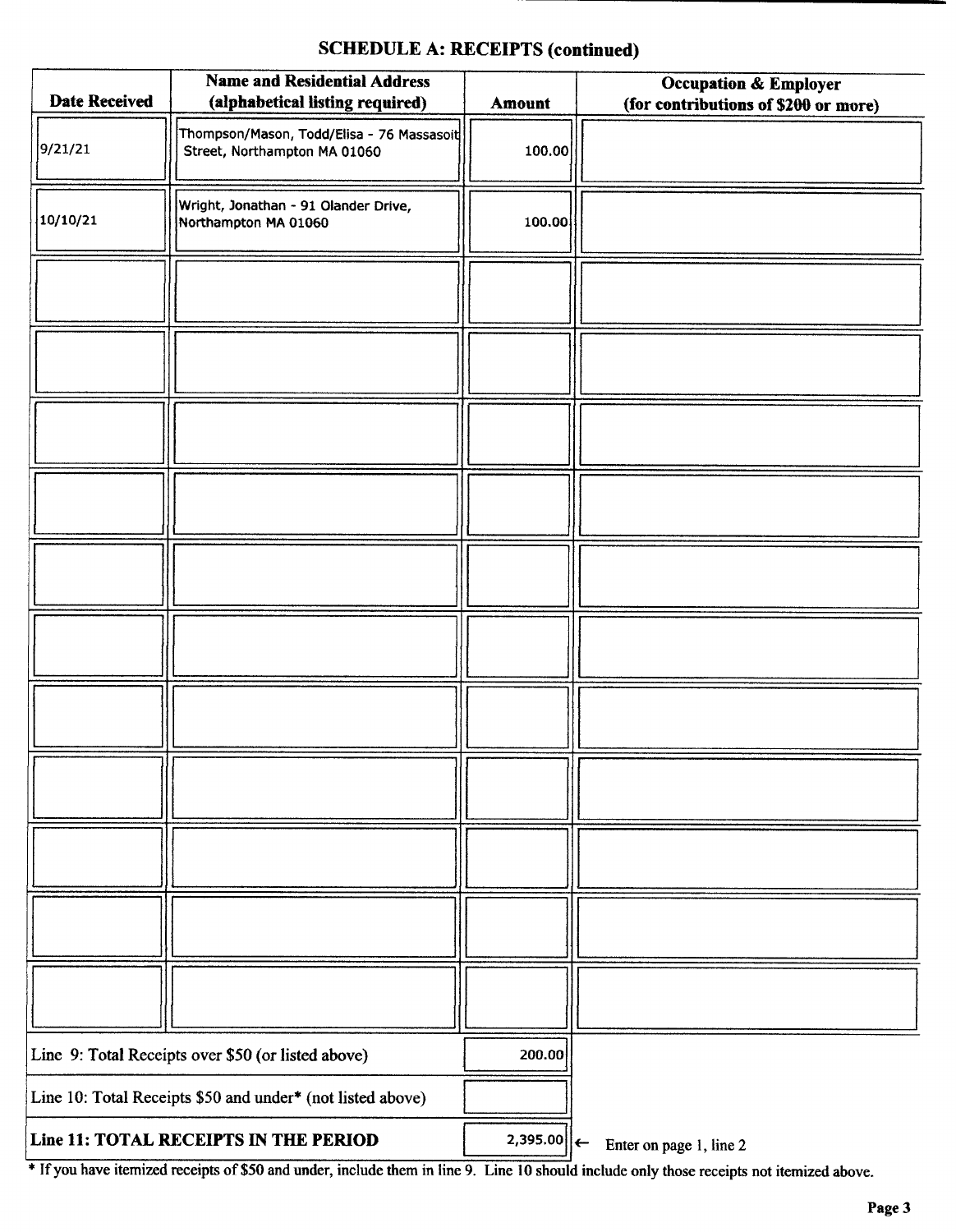## SCHEDULE A: RECEIPTS (continued)

| Date Received | Name and Residential Address (alphabetical listing required) | Amount | Occupation & Employer (for contributions of $200 or more) |
|---|---|---|---|
| 9/21/21 | Thompson/Mason, Todd/Elisa - 76 Massasoit Street, Northampton MA 01060 | 100.00 | |
| 10/10/21 | Wright, Jonathan - 91 Olander Drive, Northampton MA 01060 | 100.00 | |
| | | | |
| | | | |
| | | | |
| | | | |
| | | | |
| | | | |
| | | | |
| | | | |
| | | | |
| | | | |
| | | | |

| | |
|---|---|
| Line 9: Total Receipts over $50 (or listed above) | 200.00 |
| Line 10: Total Receipts $50 and under* (not listed above) | |
| **Line 11: TOTAL RECEIPTS IN THE PERIOD** | 2,395.00 ← Enter on page 1, line 2 |

* If you have itemized receipts of $50 and under, include them in line 9. Line 10 should include only those receipts not itemized above.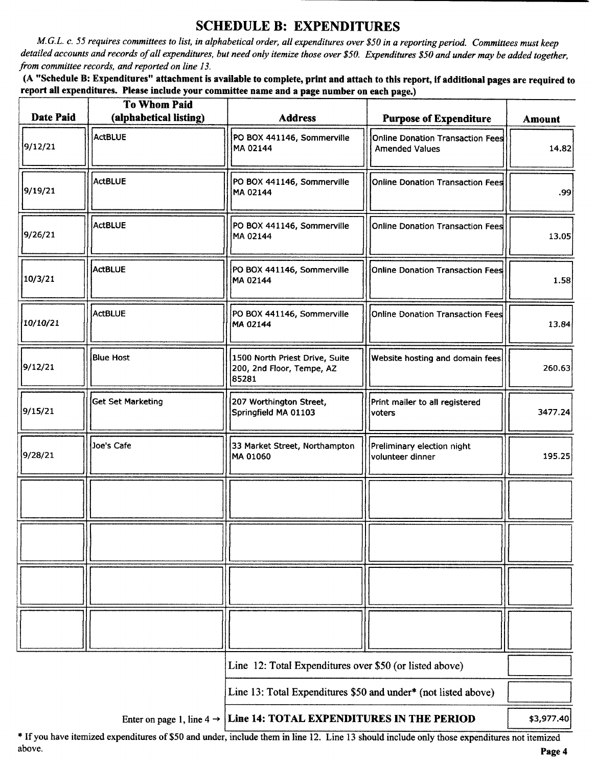# SCHEDULE B: EXPENDITURES

*M.G.L. c. 55 requires committees to list, in alphabetical order, all expenditures over $50 in a reporting period. Committees must keep detailed accounts and records of all expenditures, but need only itemize those over $50. Expenditures $50 and under may be added together, from committee records, and reported on line 13.*

**(A "Schedule B: Expenditures" attachment is available to complete, print and attach to this report, if additional pages are required to report all expenditures. Please include your committee name and a page number on each page.)**

| Date Paid | To Whom Paid (alphabetical listing) | Address | Purpose of Expenditure | Amount |
|---|---|---|---|---|
| 9/12/21 | ActBLUE | PO BOX 441146, Sommerville MA 02144 | Online Donation Transaction Fees Amended Values | 14.82 |
| 9/19/21 | ActBLUE | PO BOX 441146, Sommerville MA 02144 | Online Donation Transaction Fees | .99 |
| 9/26/21 | ActBLUE | PO BOX 441146, Sommerville MA 02144 | Online Donation Transaction Fees | 13.05 |
| 10/3/21 | ActBLUE | PO BOX 441146, Sommerville MA 02144 | Online Donation Transaction Fees | 1.58 |
| 10/10/21 | ActBLUE | PO BOX 441146, Sommerville MA 02144 | Online Donation Transaction Fees | 13.84 |
| 9/12/21 | Blue Host | 1500 North Priest Drive, Suite 200, 2nd Floor, Tempe, AZ 85281 | Website hosting and domain fees | 260.63 |
| 9/15/21 | Get Set Marketing | 207 Worthington Street, Springfield MA 01103 | Print mailer to all registered voters | 3477.24 |
| 9/28/21 | Joe's Cafe | 33 Market Street, Northampton MA 01060 | Preliminary election night volunteer dinner | 195.25 |
| | | | | |
| | | | | |
| | | | | |
| | | | | |

| | |
|---|---|
| Line 12: Total Expenditures over $50 (or listed above) | |
| Line 13: Total Expenditures $50 and under* (not listed above) | |
| Enter on page 1, line 4 → **Line 14: TOTAL EXPENDITURES IN THE PERIOD** | $3,977.40 |

* If you have itemized expenditures of $50 and under, include them in line 12. Line 13 should include only those expenditures not itemized above.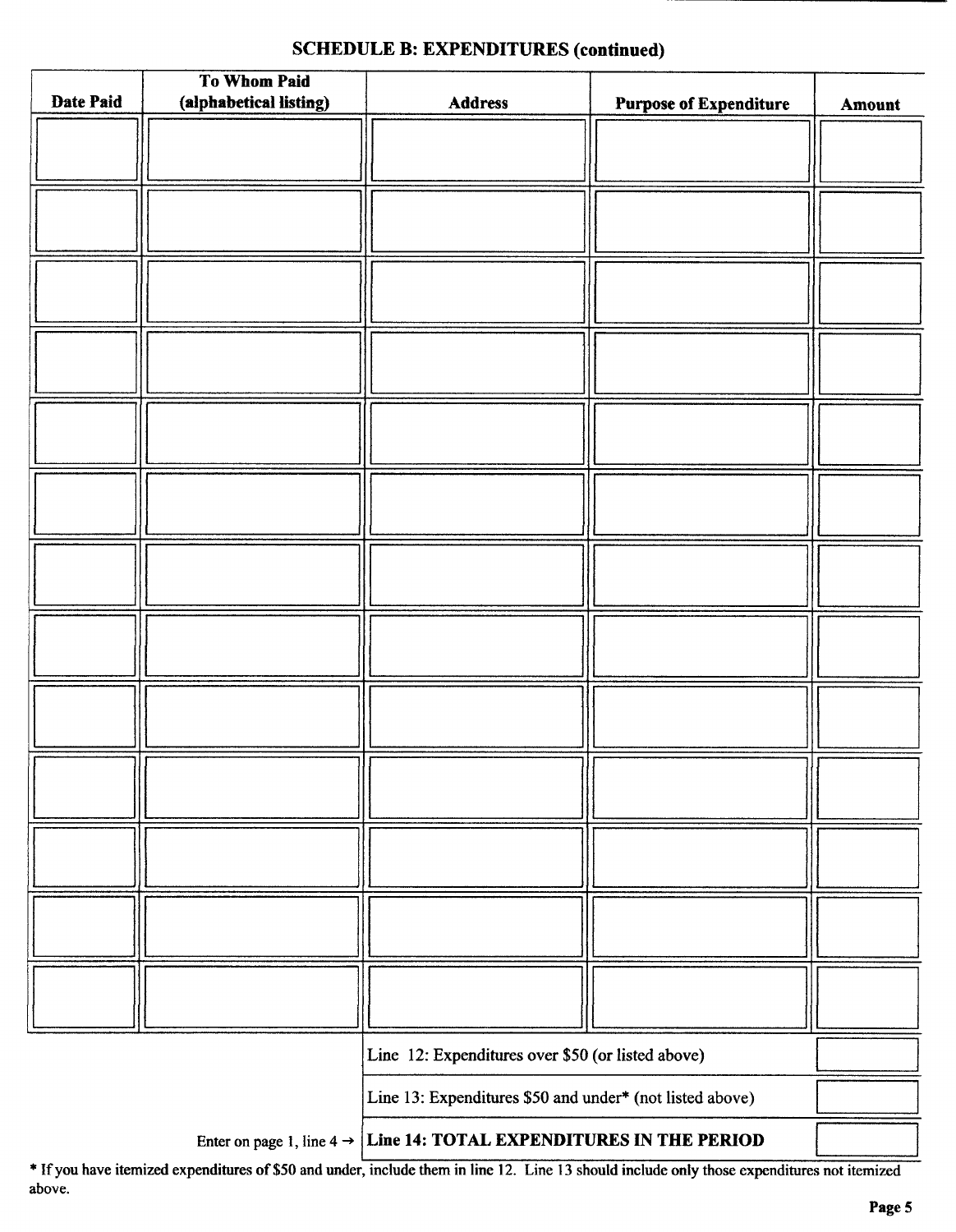## SCHEDULE B: EXPENDITURES (continued)

| Date Paid | To Whom Paid (alphabetical listing) | Address | Purpose of Expenditure | Amount |
|---|---|---|---|---|
| | | | | |
| | | | | |
| | | | | |
| | | | | |
| | | | | |
| | | | | |
| | | | | |
| | | | | |
| | | | | |
| | | | | |
| | | | | |
| | | | | |
| | | | | |

| | |
|---|---|
| Line 12: Expenditures over $50 (or listed above) | |
| Line 13: Expenditures $50 and under* (not listed above) | |
| Enter on page 1, line 4 → **Line 14: TOTAL EXPENDITURES IN THE PERIOD** | |

* If you have itemized expenditures of $50 and under, include them in line 12. Line 13 should include only those expenditures not itemized above.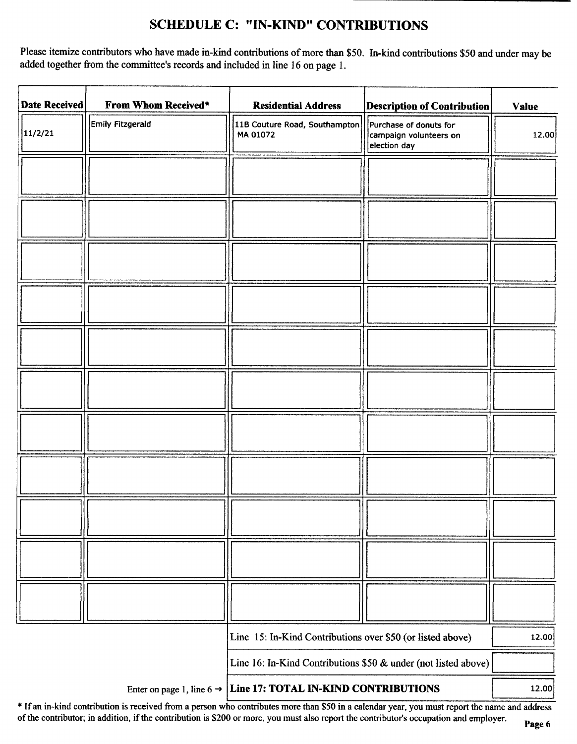## SCHEDULE C: "IN-KIND" CONTRIBUTIONS

Please itemize contributors who have made in-kind contributions of more than $50. In-kind contributions $50 and under may be added together from the committee's records and included in line 16 on page 1.

| Date Received | From Whom Received* | Residential Address | Description of Contribution | Value |
|---|---|---|---|---|
| 11/2/21 | Emily Fitzgerald | 11B Couture Road, Southampton MA 01072 | Purchase of donuts for campaign volunteers on election day | 12.00 |
| | | | | |
| | | | | |
| | | | | |
| | | | | |
| | | | | |
| | | | | |
| | | | | |
| | | | | |
| | | | | |
| | | | | |
| | | | | |

| | |
|---|---|
| Line 15: In-Kind Contributions over $50 (or listed above) | 12.00 |
| Line 16: In-Kind Contributions $50 & under (not listed above) | |
| Enter on page 1, line 6 → **Line 17: TOTAL IN-KIND CONTRIBUTIONS** | 12.00 |

* If an in-kind contribution is received from a person who contributes more than $50 in a calendar year, you must report the name and address of the contributor; in addition, if the contribution is $200 or more, you must also report the contributor's occupation and employer.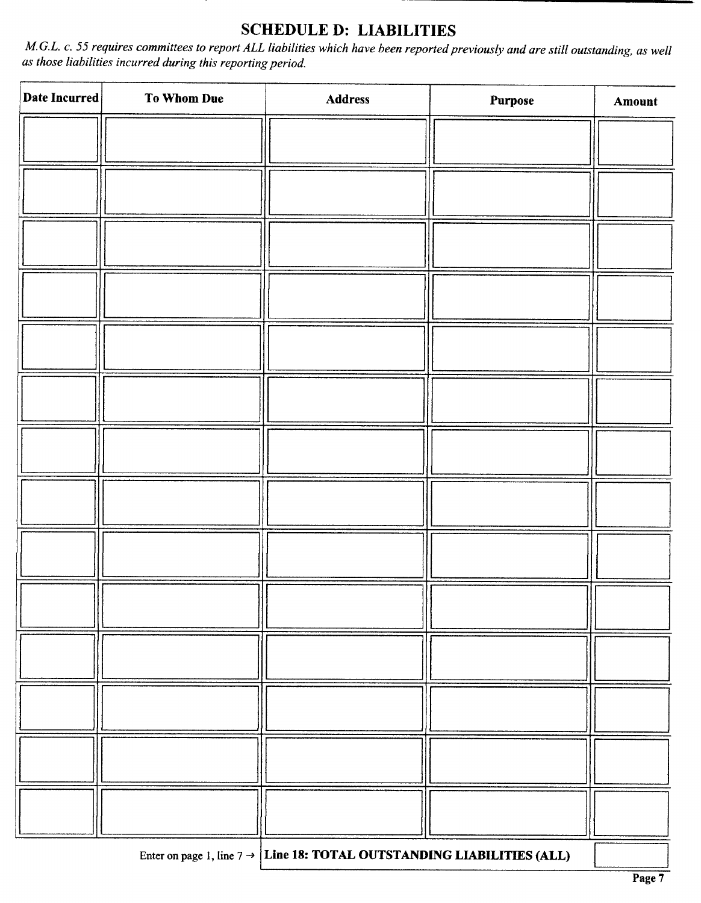## SCHEDULE D: LIABILITIES

*M.G.L. c. 55 requires committees to report ALL liabilities which have been reported previously and are still outstanding, as well as those liabilities incurred during this reporting period.*

| Date Incurred | To Whom Due | Address | Purpose | Amount |
|---|---|---|---|---|
| | | | | |
| | | | | |
| | | | | |
| | | | | |
| | | | | |
| | | | | |
| | | | | |
| | | | | |
| | | | | |
| | | | | |
| | | | | |
| | | | | |
| | | | | |
| | | | | |

Enter on page 1, line 7 → **Line 18: TOTAL OUTSTANDING LIABILITIES (ALL)**